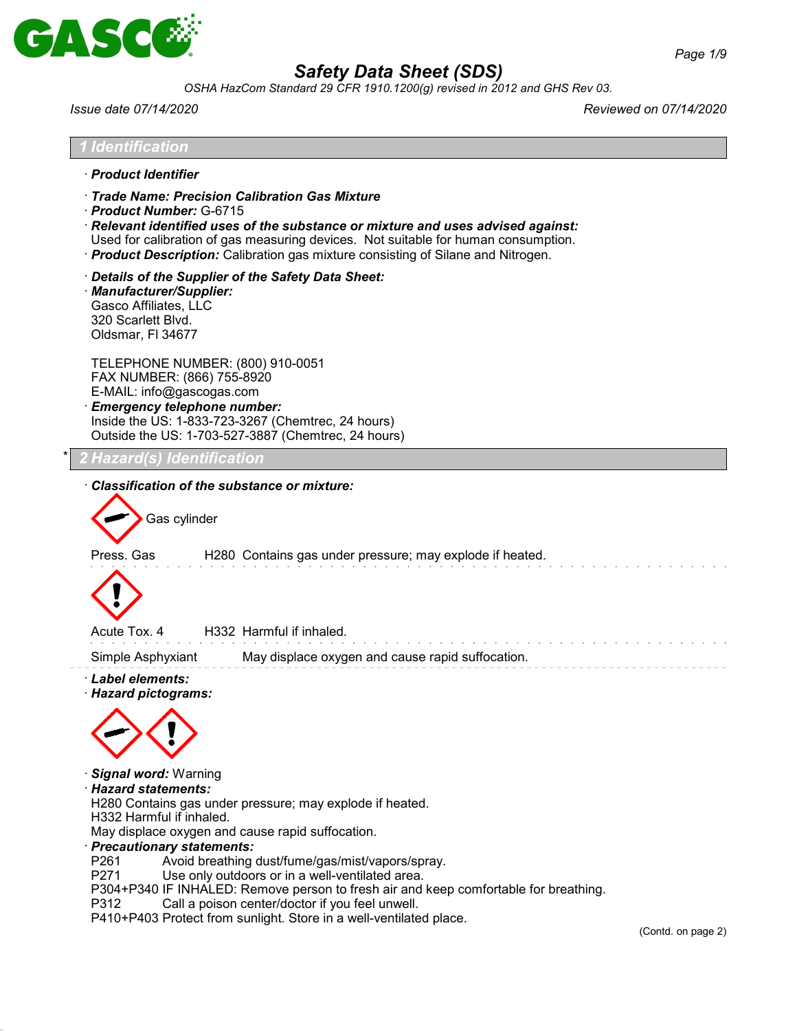# Safety Data Sheet (SDS)

*OSHA HazCom Standard 29 CFR 1910.1200(g) revised in 2012 and GHS Rev 03.*

*Issue date 07/14/2020* *Reviewed on 07/14/2020*

## 1 Identification

· ***Product Identifier***

· ***Trade Name: Precision Calibration Gas Mixture***
· ***Product Number:*** G-6715
· ***Relevant identified uses of the substance or mixture and uses advised against:***
Used for calibration of gas measuring devices. Not suitable for human consumption.
· ***Product Description:*** Calibration gas mixture consisting of Silane and Nitrogen.

· ***Details of the Supplier of the Safety Data Sheet:***
· ***Manufacturer/Supplier:***
Gasco Affiliates, LLC
320 Scarlett Blvd.
Oldsmar, Fl 34677

TELEPHONE NUMBER: (800) 910-0051
FAX NUMBER: (866) 755-8920
E-MAIL: info@gascogas.com
· ***Emergency telephone number:***
Inside the US: 1-833-723-3267 (Chemtrec, 24 hours)
Outside the US: 1-703-527-3887 (Chemtrec, 24 hours)

## * 2 Hazard(s) Identification

· ***Classification of the substance or mixture:***

Gas cylinder

| | | |
|---|---|---|
| Press. Gas | H280 | Contains gas under pressure; may explode if heated. |
| Acute Tox. 4 | H332 | Harmful if inhaled. |
| Simple Asphyxiant | | May displace oxygen and cause rapid suffocation. |

· ***Label elements:***
· ***Hazard pictograms:***

· ***Signal word:*** Warning
· ***Hazard statements:***
H280 Contains gas under pressure; may explode if heated.
H332 Harmful if inhaled.
May displace oxygen and cause rapid suffocation.
· ***Precautionary statements:***
P261 Avoid breathing dust/fume/gas/mist/vapors/spray.
P271 Use only outdoors or in a well-ventilated area.
P304+P340 IF INHALED: Remove person to fresh air and keep comfortable for breathing.
P312 Call a poison center/doctor if you feel unwell.
P410+P403 Protect from sunlight. Store in a well-ventilated place.

(Contd. on page 2)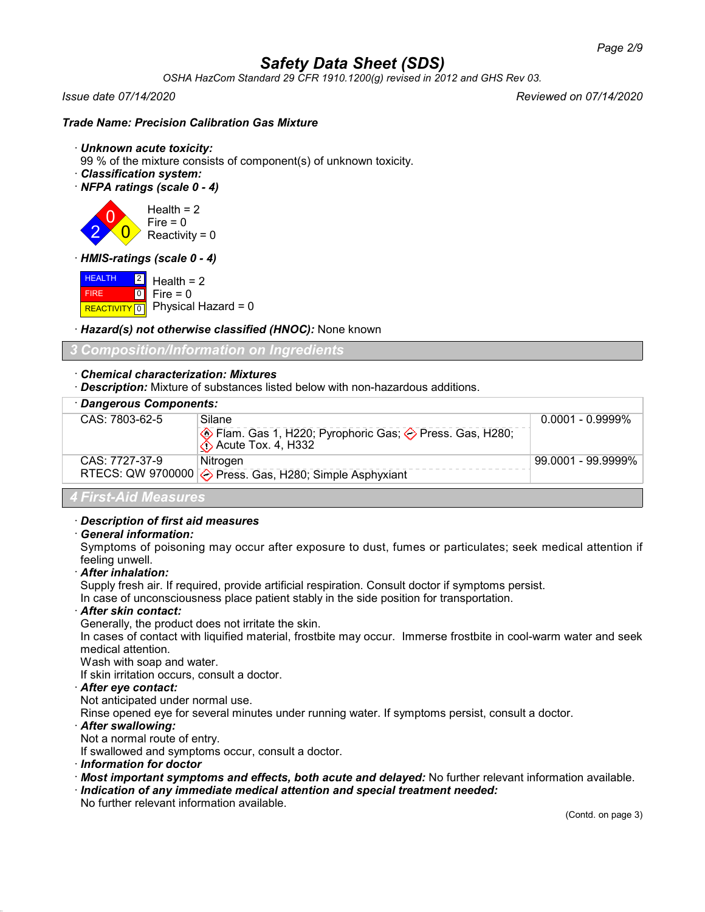# Safety Data Sheet (SDS)

*OSHA HazCom Standard 29 CFR 1910.1200(g) revised in 2012 and GHS Rev 03.*

*Issue date 07/14/2020* *Reviewed on 07/14/2020*

***Trade Name: Precision Calibration Gas Mixture***

· ***Unknown acute toxicity:***
99 % of the mixture consists of component(s) of unknown toxicity.
· ***Classification system:***
· ***NFPA ratings (scale 0 - 4)***

Health = 2
Fire = 0
Reactivity = 0

· ***HMIS-ratings (scale 0 - 4)***

| | | |
|---|---|---|
| HEALTH | 2 | Health = 2 |
| FIRE | 0 | Fire = 0 |
| REACTIVITY | 0 | Physical Hazard = 0 |

· ***Hazard(s) not otherwise classified (HNOC):*** None known

## 3 Composition/Information on Ingredients

· ***Chemical characterization: Mixtures***
· ***Description:*** Mixture of substances listed below with non-hazardous additions.

| · ***Dangerous Components:*** | | |
|---|---|---|
| CAS: 7803-62-5 | Silane<br>Flam. Gas 1, H220; Pyrophoric Gas; Press. Gas, H280; Acute Tox. 4, H332 | 0.0001 - 0.9999% |
| CAS: 7727-37-9<br>RTECS: QW 9700000 | Nitrogen<br>Press. Gas, H280; Simple Asphyxiant | 99.0001 - 99.9999% |

## 4 First-Aid Measures

· ***Description of first aid measures***
· ***General information:***
Symptoms of poisoning may occur after exposure to dust, fumes or particulates; seek medical attention if feeling unwell.
· ***After inhalation:***
Supply fresh air. If required, provide artificial respiration. Consult doctor if symptoms persist.
In case of unconsciousness place patient stably in the side position for transportation.
· ***After skin contact:***
Generally, the product does not irritate the skin.
In cases of contact with liquified material, frostbite may occur. Immerse frostbite in cool-warm water and seek medical attention.
Wash with soap and water.
If skin irritation occurs, consult a doctor.
· ***After eye contact:***
Not anticipated under normal use.
Rinse opened eye for several minutes under running water. If symptoms persist, consult a doctor.
· ***After swallowing:***
Not a normal route of entry.
If swallowed and symptoms occur, consult a doctor.
· ***Information for doctor***
· ***Most important symptoms and effects, both acute and delayed:*** No further relevant information available.
· ***Indication of any immediate medical attention and special treatment needed:***
No further relevant information available.

(Contd. on page 3)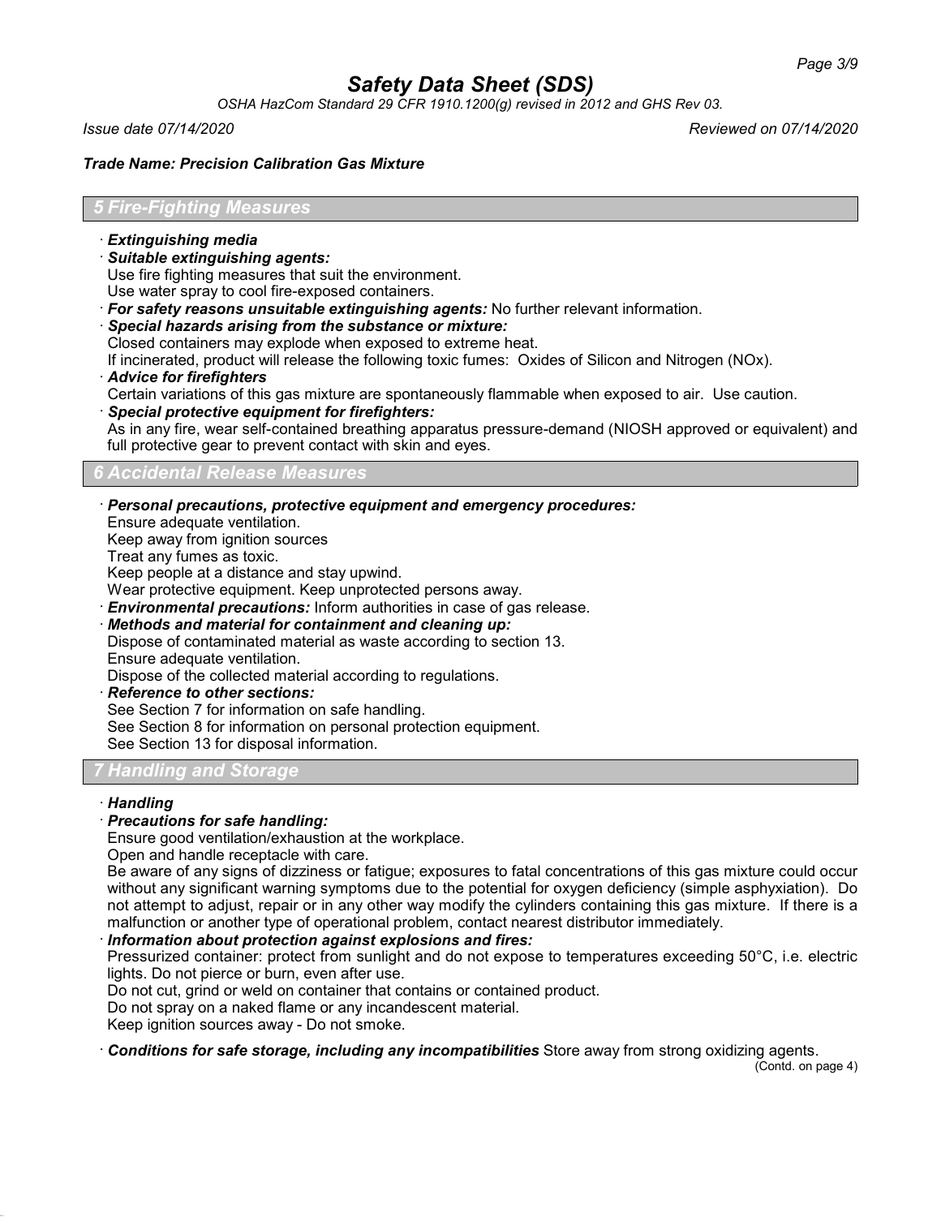# Safety Data Sheet (SDS)

*OSHA HazCom Standard 29 CFR 1910.1200(g) revised in 2012 and GHS Rev 03.*

*Issue date 07/14/2020* *Reviewed on 07/14/2020*

***Trade Name: Precision Calibration Gas Mixture***

## 5 Fire-Fighting Measures

· ***Extinguishing media***

· ***Suitable extinguishing agents:***
Use fire fighting measures that suit the environment.
Use water spray to cool fire-exposed containers.

· ***For safety reasons unsuitable extinguishing agents:*** No further relevant information.

· ***Special hazards arising from the substance or mixture:***
Closed containers may explode when exposed to extreme heat.
If incinerated, product will release the following toxic fumes: Oxides of Silicon and Nitrogen (NOx).

· ***Advice for firefighters***
Certain variations of this gas mixture are spontaneously flammable when exposed to air. Use caution.

· ***Special protective equipment for firefighters:***
As in any fire, wear self-contained breathing apparatus pressure-demand (NIOSH approved or equivalent) and full protective gear to prevent contact with skin and eyes.

## 6 Accidental Release Measures

· ***Personal precautions, protective equipment and emergency procedures:***
Ensure adequate ventilation.
Keep away from ignition sources
Treat any fumes as toxic.
Keep people at a distance and stay upwind.
Wear protective equipment. Keep unprotected persons away.

· ***Environmental precautions:*** Inform authorities in case of gas release.

· ***Methods and material for containment and cleaning up:***
Dispose of contaminated material as waste according to section 13.
Ensure adequate ventilation.
Dispose of the collected material according to regulations.

· ***Reference to other sections:***
See Section 7 for information on safe handling.
See Section 8 for information on personal protection equipment.
See Section 13 for disposal information.

## 7 Handling and Storage

· ***Handling***

· ***Precautions for safe handling:***
Ensure good ventilation/exhaustion at the workplace.
Open and handle receptacle with care.
Be aware of any signs of dizziness or fatigue; exposures to fatal concentrations of this gas mixture could occur without any significant warning symptoms due to the potential for oxygen deficiency (simple asphyxiation). Do not attempt to adjust, repair or in any other way modify the cylinders containing this gas mixture. If there is a malfunction or another type of operational problem, contact nearest distributor immediately.

· ***Information about protection against explosions and fires:***
Pressurized container: protect from sunlight and do not expose to temperatures exceeding 50°C, i.e. electric lights. Do not pierce or burn, even after use.
Do not cut, grind or weld on container that contains or contained product.
Do not spray on a naked flame or any incandescent material.
Keep ignition sources away - Do not smoke.

· ***Conditions for safe storage, including any incompatibilities*** Store away from strong oxidizing agents.

(Contd. on page 4)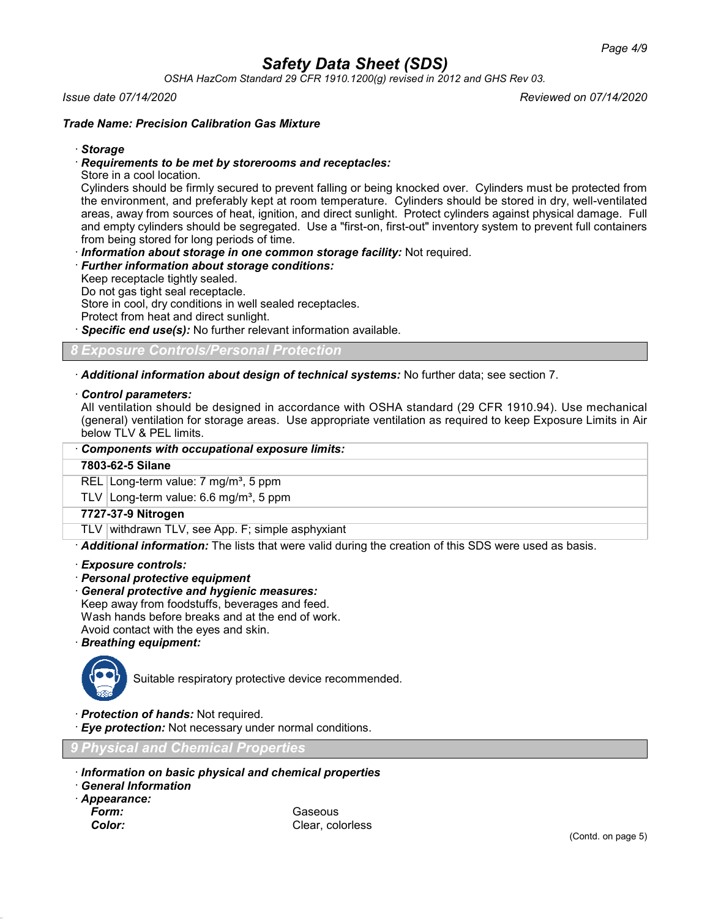*Trade Name: Precision Calibration Gas Mixture*

· ***Storage***

· ***Requirements to be met by storerooms and receptacles:***

Store in a cool location.

Cylinders should be firmly secured to prevent falling or being knocked over. Cylinders must be protected from the environment, and preferably kept at room temperature. Cylinders should be stored in dry, well-ventilated areas, away from sources of heat, ignition, and direct sunlight. Protect cylinders against physical damage. Full and empty cylinders should be segregated. Use a "first-on, first-out" inventory system to prevent full containers from being stored for long periods of time.

· ***Information about storage in one common storage facility:*** Not required.

· ***Further information about storage conditions:***

Keep receptacle tightly sealed.

Do not gas tight seal receptacle.

Store in cool, dry conditions in well sealed receptacles.

Protect from heat and direct sunlight.

· ***Specific end use(s):*** No further relevant information available.

## 8 Exposure Controls/Personal Protection

· ***Additional information about design of technical systems:*** No further data; see section 7.

· ***Control parameters:***

All ventilation should be designed in accordance with OSHA standard (29 CFR 1910.94). Use mechanical (general) ventilation for storage areas. Use appropriate ventilation as required to keep Exposure Limits in Air below TLV & PEL limits.

| · **Components with occupational exposure limits:** | |
|---|---|
| **7803-62-5 Silane** | |
| REL | Long-term value: 7 mg/m³, 5 ppm |
| TLV | Long-term value: 6.6 mg/m³, 5 ppm |
| **7727-37-9 Nitrogen** | |
| TLV | withdrawn TLV, see App. F; simple asphyxiant |

· ***Additional information:*** The lists that were valid during the creation of this SDS were used as basis.

· ***Exposure controls:***

· ***Personal protective equipment***

· ***General protective and hygienic measures:***

Keep away from foodstuffs, beverages and feed.

Wash hands before breaks and at the end of work.

Avoid contact with the eyes and skin.

· ***Breathing equipment:***

Suitable respiratory protective device recommended.

· ***Protection of hands:*** Not required.

· ***Eye protection:*** Not necessary under normal conditions.

## 9 Physical and Chemical Properties

· ***Information on basic physical and chemical properties***

· ***General Information***

· ***Appearance:***

| | |
|---|---|
| ***Form:*** | Gaseous |
| ***Color:*** | Clear, colorless |

(Contd. on page 5)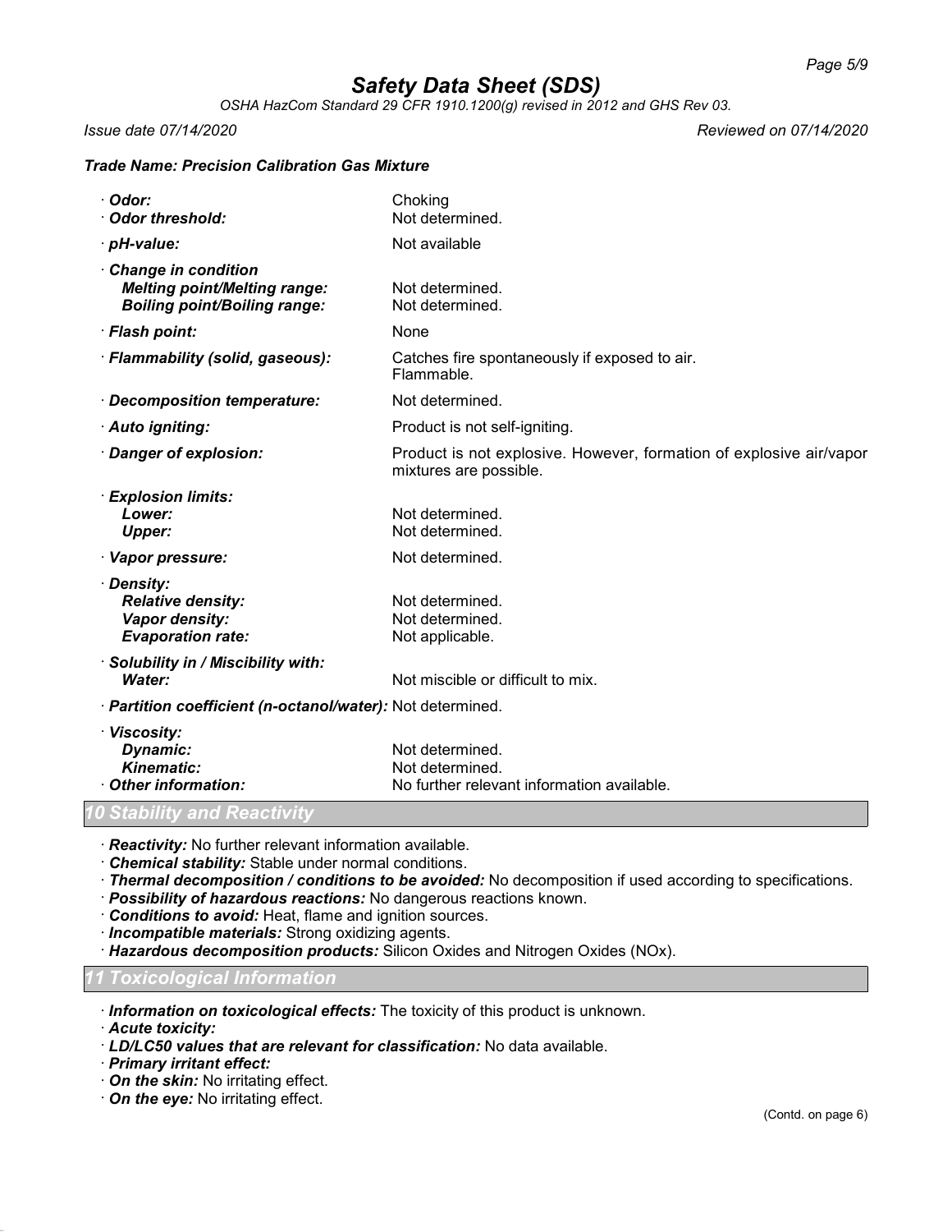# Safety Data Sheet (SDS)

*OSHA HazCom Standard 29 CFR 1910.1200(g) revised in 2012 and GHS Rev 03.*

*Issue date 07/14/2020* *Reviewed on 07/14/2020*

***Trade Name: Precision Calibration Gas Mixture***

· ***Odor:*** Choking
· ***Odor threshold:*** Not determined.

· ***pH-value:*** Not available

· ***Change in condition***
  ***Melting point/Melting range:*** Not determined.
  ***Boiling point/Boiling range:*** Not determined.

· ***Flash point:*** None

· ***Flammability (solid, gaseous):*** Catches fire spontaneously if exposed to air. Flammable.

· ***Decomposition temperature:*** Not determined.

· ***Auto igniting:*** Product is not self-igniting.

· ***Danger of explosion:*** Product is not explosive. However, formation of explosive air/vapor mixtures are possible.

· ***Explosion limits:***
  ***Lower:*** Not determined.
  ***Upper:*** Not determined.

· ***Vapor pressure:*** Not determined.

· ***Density:***
  ***Relative density:*** Not determined.
  ***Vapor density:*** Not determined.
  ***Evaporation rate:*** Not applicable.

· ***Solubility in / Miscibility with:***
  ***Water:*** Not miscible or difficult to mix.

· ***Partition coefficient (n-octanol/water):*** Not determined.

· ***Viscosity:***
  ***Dynamic:*** Not determined.
  ***Kinematic:*** Not determined.
· ***Other information:*** No further relevant information available.

## 10 Stability and Reactivity

· ***Reactivity:*** No further relevant information available.
· ***Chemical stability:*** Stable under normal conditions.
· ***Thermal decomposition / conditions to be avoided:*** No decomposition if used according to specifications.
· ***Possibility of hazardous reactions:*** No dangerous reactions known.
· ***Conditions to avoid:*** Heat, flame and ignition sources.
· ***Incompatible materials:*** Strong oxidizing agents.
· ***Hazardous decomposition products:*** Silicon Oxides and Nitrogen Oxides (NOx).

## 11 Toxicological Information

· ***Information on toxicological effects:*** The toxicity of this product is unknown.
· ***Acute toxicity:***
· ***LD/LC50 values that are relevant for classification:*** No data available.
· ***Primary irritant effect:***
· ***On the skin:*** No irritating effect.
· ***On the eye:*** No irritating effect.

(Contd. on page 6)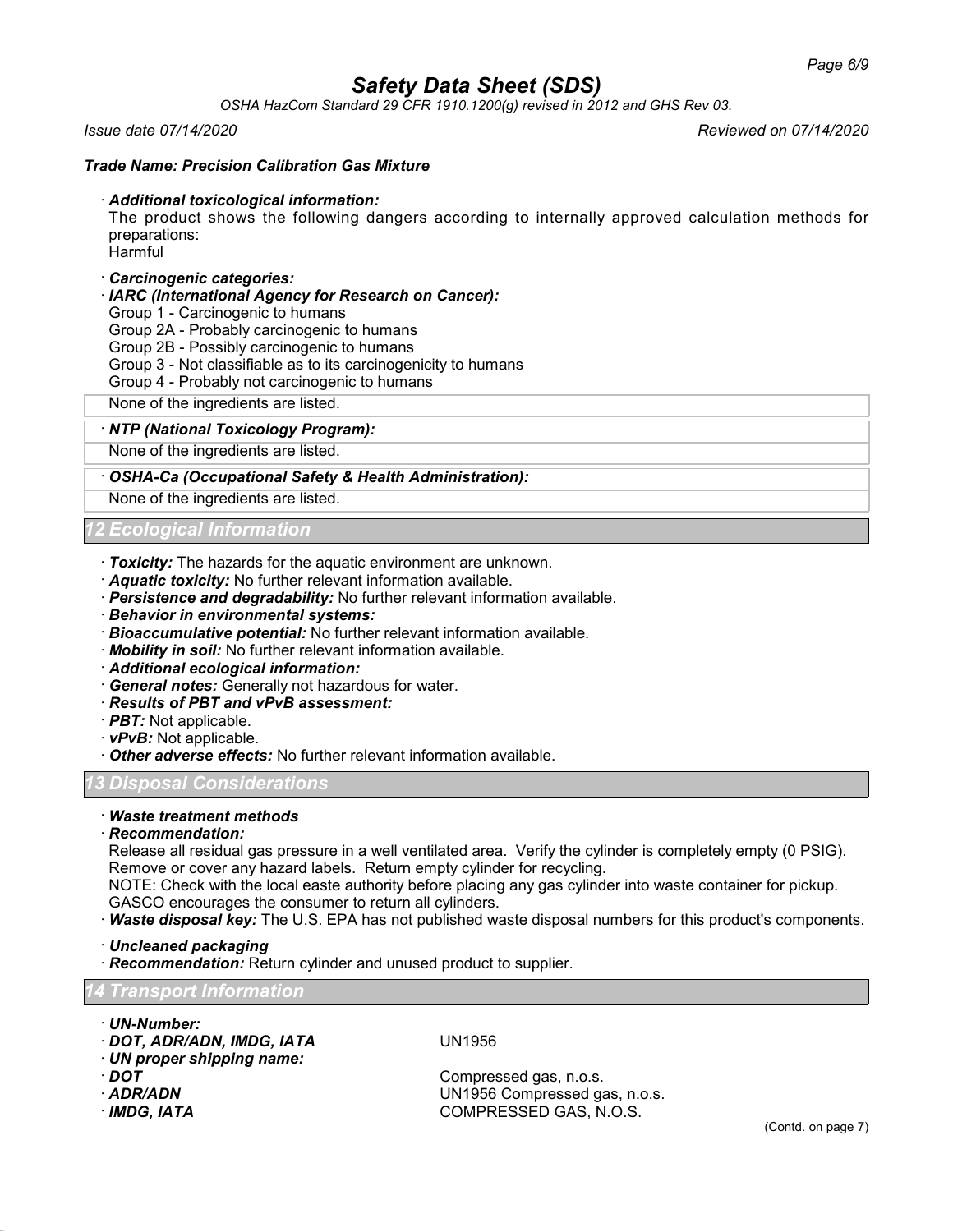# Safety Data Sheet (SDS)

*OSHA HazCom Standard 29 CFR 1910.1200(g) revised in 2012 and GHS Rev 03.*

*Issue date 07/14/2020* *Reviewed on 07/14/2020*

***Trade Name: Precision Calibration Gas Mixture***

· ***Additional toxicological information:***
The product shows the following dangers according to internally approved calculation methods for preparations:
Harmful

· ***Carcinogenic categories:***

· ***IARC (International Agency for Research on Cancer):***
Group 1 - Carcinogenic to humans
Group 2A - Probably carcinogenic to humans
Group 2B - Possibly carcinogenic to humans
Group 3 - Not classifiable as to its carcinogenicity to humans
Group 4 - Probably not carcinogenic to humans

None of the ingredients are listed.

· ***NTP (National Toxicology Program):***

None of the ingredients are listed.

· ***OSHA-Ca (Occupational Safety & Health Administration):***

None of the ingredients are listed.

## 12 Ecological Information

· ***Toxicity:*** The hazards for the aquatic environment are unknown.
· ***Aquatic toxicity:*** No further relevant information available.
· ***Persistence and degradability:*** No further relevant information available.
· ***Behavior in environmental systems:***
· ***Bioaccumulative potential:*** No further relevant information available.
· ***Mobility in soil:*** No further relevant information available.
· ***Additional ecological information:***
· ***General notes:*** Generally not hazardous for water.
· ***Results of PBT and vPvB assessment:***
· ***PBT:*** Not applicable.
· ***vPvB:*** Not applicable.
· ***Other adverse effects:*** No further relevant information available.

## 13 Disposal Considerations

· ***Waste treatment methods***

· ***Recommendation:***
Release all residual gas pressure in a well ventilated area. Verify the cylinder is completely empty (0 PSIG). Remove or cover any hazard labels. Return empty cylinder for recycling.
NOTE: Check with the local easte authority before placing any gas cylinder into waste container for pickup. GASCO encourages the consumer to return all cylinders.

· ***Waste disposal key:*** The U.S. EPA has not published waste disposal numbers for this product's components.

· ***Uncleaned packaging***
· ***Recommendation:*** Return cylinder and unused product to supplier.

## 14 Transport Information

· ***UN-Number:***
· ***DOT, ADR/ADN, IMDG, IATA*** UN1956
· ***UN proper shipping name:***
· ***DOT*** Compressed gas, n.o.s.
· ***ADR/ADN*** UN1956 Compressed gas, n.o.s.
· ***IMDG, IATA*** COMPRESSED GAS, N.O.S.

(Contd. on page 7)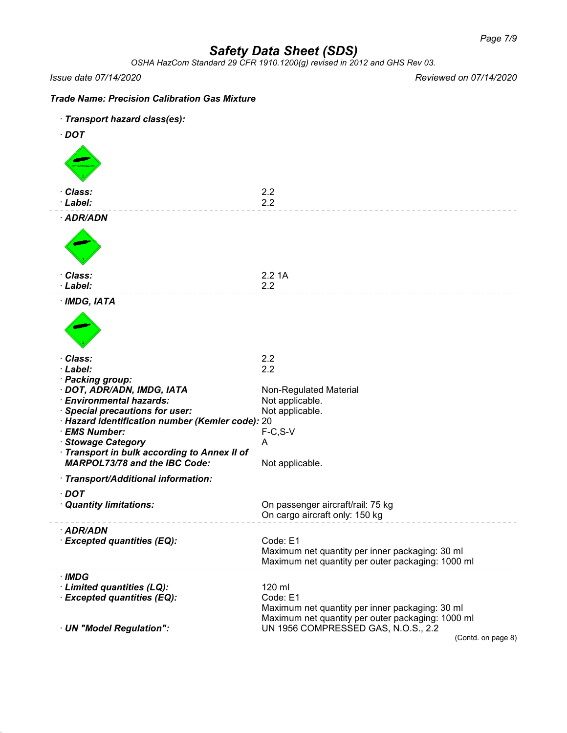# Safety Data Sheet (SDS)

*OSHA HazCom Standard 29 CFR 1910.1200(g) revised in 2012 and GHS Rev 03.*

*Issue date 07/14/2020* *Reviewed on 07/14/2020*

***Trade Name: Precision Calibration Gas Mixture***

· ***Transport hazard class(es):***

· ***DOT***

| | |
|---|---|
| · **Class:** | 2.2 |
| · **Label:** | 2.2 |

· ***ADR/ADN***

| | |
|---|---|
| · **Class:** | 2.2 1A |
| · **Label:** | 2.2 |

· ***IMDG, IATA***

| | |
|---|---|
| · **Class:** | 2.2 |
| · **Label:** | 2.2 |
| · **Packing group:** | |
| · **DOT, ADR/ADN, IMDG, IATA** | Non-Regulated Material |
| · **Environmental hazards:** | Not applicable. |
| · **Special precautions for user:** | Not applicable. |
| · **Hazard identification number (Kemler code):** | 20 |
| · **EMS Number:** | F-C,S-V |
| · **Stowage Category** | A |
| · **Transport in bulk according to Annex II of MARPOL73/78 and the IBC Code:** | Not applicable. |

· ***Transport/Additional information:***

· ***DOT***

| | |
|---|---|
| · **Quantity limitations:** | On passenger aircraft/rail: 75 kg<br>On cargo aircraft only: 150 kg |

· ***ADR/ADN***

| | |
|---|---|
| · **Excepted quantities (EQ):** | Code: E1<br>Maximum net quantity per inner packaging: 30 ml<br>Maximum net quantity per outer packaging: 1000 ml |

· ***IMDG***

| | |
|---|---|
| · **Limited quantities (LQ):** | 120 ml |
| · **Excepted quantities (EQ):** | Code: E1<br>Maximum net quantity per inner packaging: 30 ml<br>Maximum net quantity per outer packaging: 1000 ml |
| · **UN "Model Regulation":** | UN 1956 COMPRESSED GAS, N.O.S., 2.2 |

(Contd. on page 8)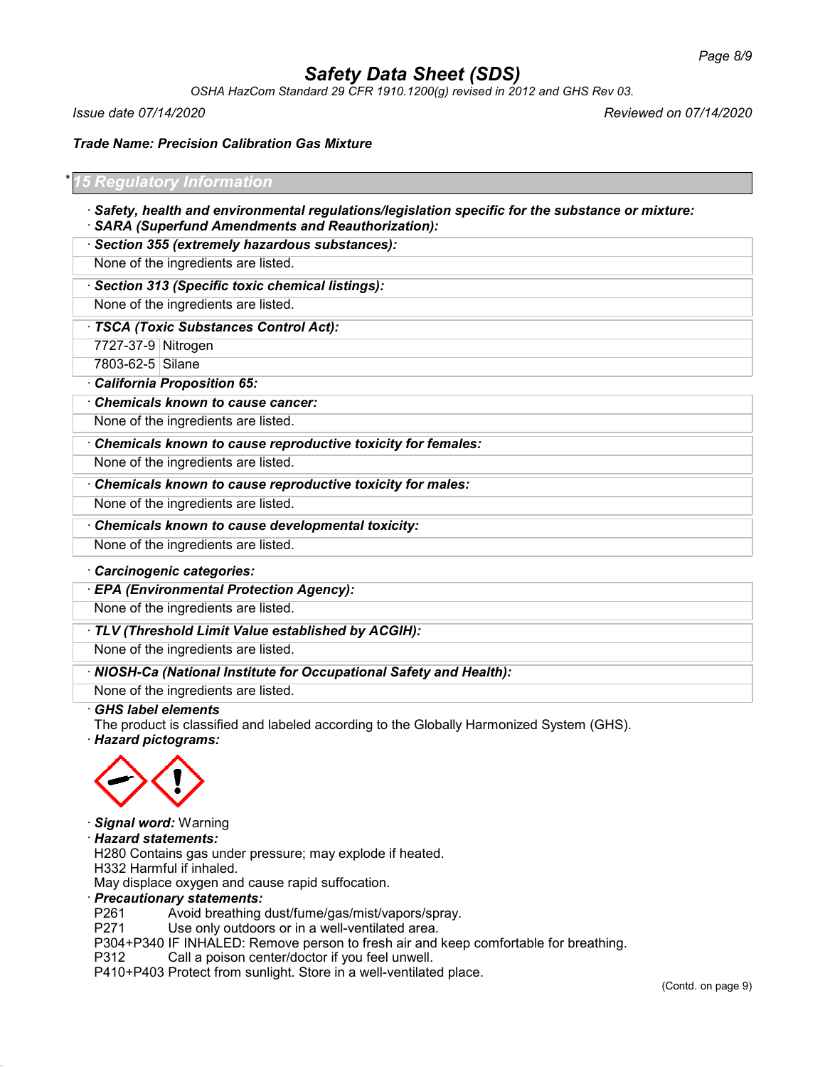## Safety Data Sheet (SDS)

*OSHA HazCom Standard 29 CFR 1910.1200(g) revised in 2012 and GHS Rev 03.*

*Issue date 07/14/2020* *Reviewed on 07/14/2020*

***Trade Name: Precision Calibration Gas Mixture***

## * 15 Regulatory Information

· ***Safety, health and environmental regulations/legislation specific for the substance or mixture:***

· ***SARA (Superfund Amendments and Reauthorization):***

· ***Section 355 (extremely hazardous substances):***

None of the ingredients are listed.

· ***Section 313 (Specific toxic chemical listings):***

None of the ingredients are listed.

· ***TSCA (Toxic Substances Control Act):***

| | |
|---|---|
| 7727-37-9 | Nitrogen |
| 7803-62-5 | Silane |

· ***California Proposition 65:***

· ***Chemicals known to cause cancer:***

None of the ingredients are listed.

· ***Chemicals known to cause reproductive toxicity for females:***

None of the ingredients are listed.

· ***Chemicals known to cause reproductive toxicity for males:***

None of the ingredients are listed.

· ***Chemicals known to cause developmental toxicity:***

None of the ingredients are listed.

· ***Carcinogenic categories:***

· ***EPA (Environmental Protection Agency):***

None of the ingredients are listed.

· ***TLV (Threshold Limit Value established by ACGIH):***

None of the ingredients are listed.

· ***NIOSH-Ca (National Institute for Occupational Safety and Health):***

None of the ingredients are listed.

· ***GHS label elements***

The product is classified and labeled according to the Globally Harmonized System (GHS).

· ***Hazard pictograms:***

· ***Signal word:*** Warning

· ***Hazard statements:***

H280 Contains gas under pressure; may explode if heated.
H332 Harmful if inhaled.
May displace oxygen and cause rapid suffocation.

· ***Precautionary statements:***

P261 Avoid breathing dust/fume/gas/mist/vapors/spray.
P271 Use only outdoors or in a well-ventilated area.
P304+P340 IF INHALED: Remove person to fresh air and keep comfortable for breathing.
P312 Call a poison center/doctor if you feel unwell.
P410+P403 Protect from sunlight. Store in a well-ventilated place.

(Contd. on page 9)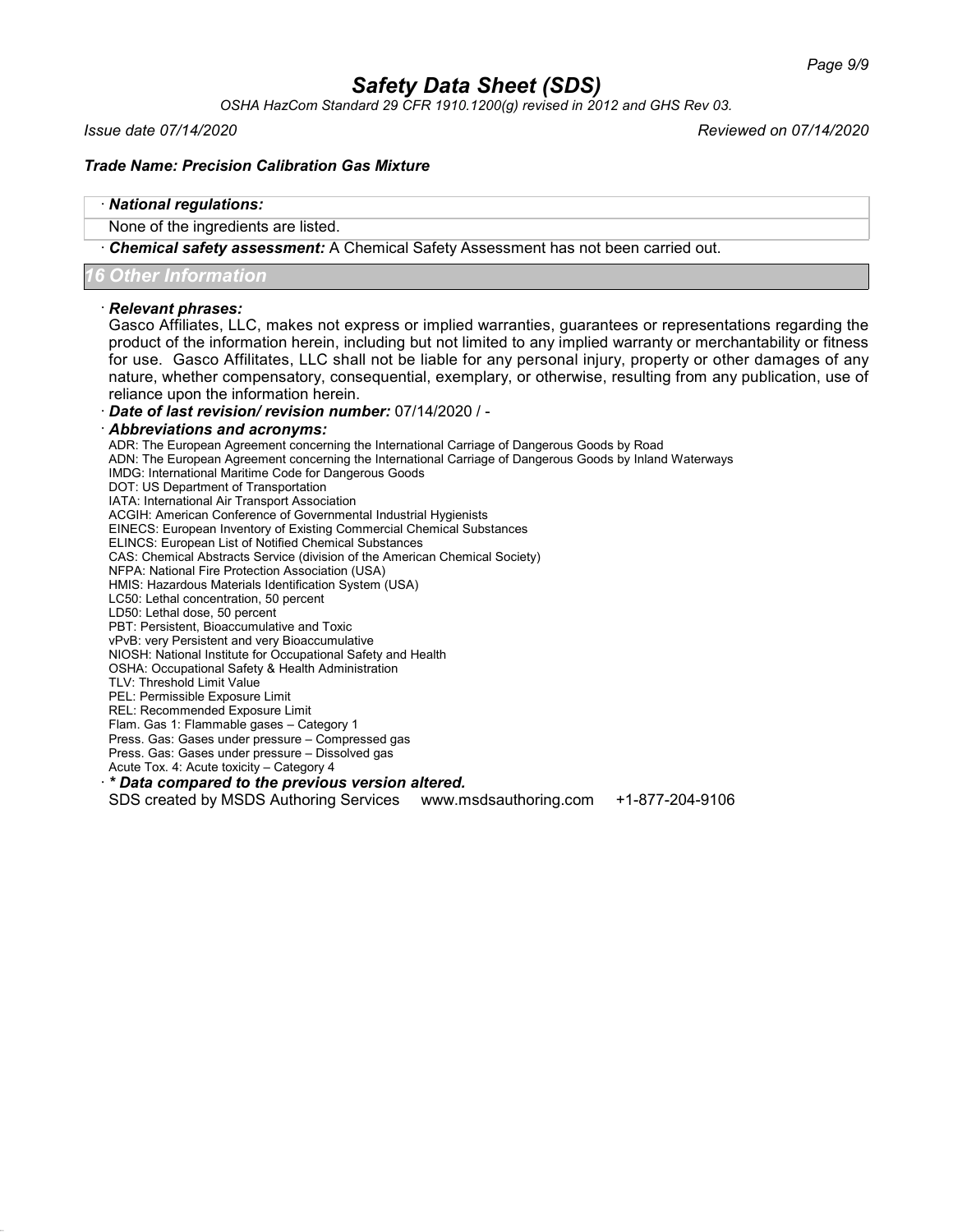Trade Name: Precision Calibration Gas Mixture

· **National regulations:**

None of the ingredients are listed.

· ***Chemical safety assessment:*** A Chemical Safety Assessment has not been carried out.

## 16 Other Information

· ***Relevant phrases:***

Gasco Affiliates, LLC, makes not express or implied warranties, guarantees or representations regarding the product of the information herein, including but not limited to any implied warranty or merchantability or fitness for use. Gasco Affilitates, LLC shall not be liable for any personal injury, property or other damages of any nature, whether compensatory, consequential, exemplary, or otherwise, resulting from any publication, use of reliance upon the information herein.

· ***Date of last revision/ revision number:*** 07/14/2020 / -

· ***Abbreviations and acronyms:***

ADR: The European Agreement concerning the International Carriage of Dangerous Goods by Road
ADN: The European Agreement concerning the International Carriage of Dangerous Goods by Inland Waterways
IMDG: International Maritime Code for Dangerous Goods
DOT: US Department of Transportation
IATA: International Air Transport Association
ACGIH: American Conference of Governmental Industrial Hygienists
EINECS: European Inventory of Existing Commercial Chemical Substances
ELINCS: European List of Notified Chemical Substances
CAS: Chemical Abstracts Service (division of the American Chemical Society)
NFPA: National Fire Protection Association (USA)
HMIS: Hazardous Materials Identification System (USA)
LC50: Lethal concentration, 50 percent
LD50: Lethal dose, 50 percent
PBT: Persistent, Bioaccumulative and Toxic
vPvB: very Persistent and very Bioaccumulative
NIOSH: National Institute for Occupational Safety and Health
OSHA: Occupational Safety & Health Administration
TLV: Threshold Limit Value
PEL: Permissible Exposure Limit
REL: Recommended Exposure Limit
Flam. Gas 1: Flammable gases – Category 1
Press. Gas: Gases under pressure – Compressed gas
Press. Gas: Gases under pressure – Dissolved gas
Acute Tox. 4: Acute toxicity – Category 4

· ***\* Data compared to the previous version altered.***

SDS created by MSDS Authoring Services www.msdsauthoring.com +1-877-204-9106